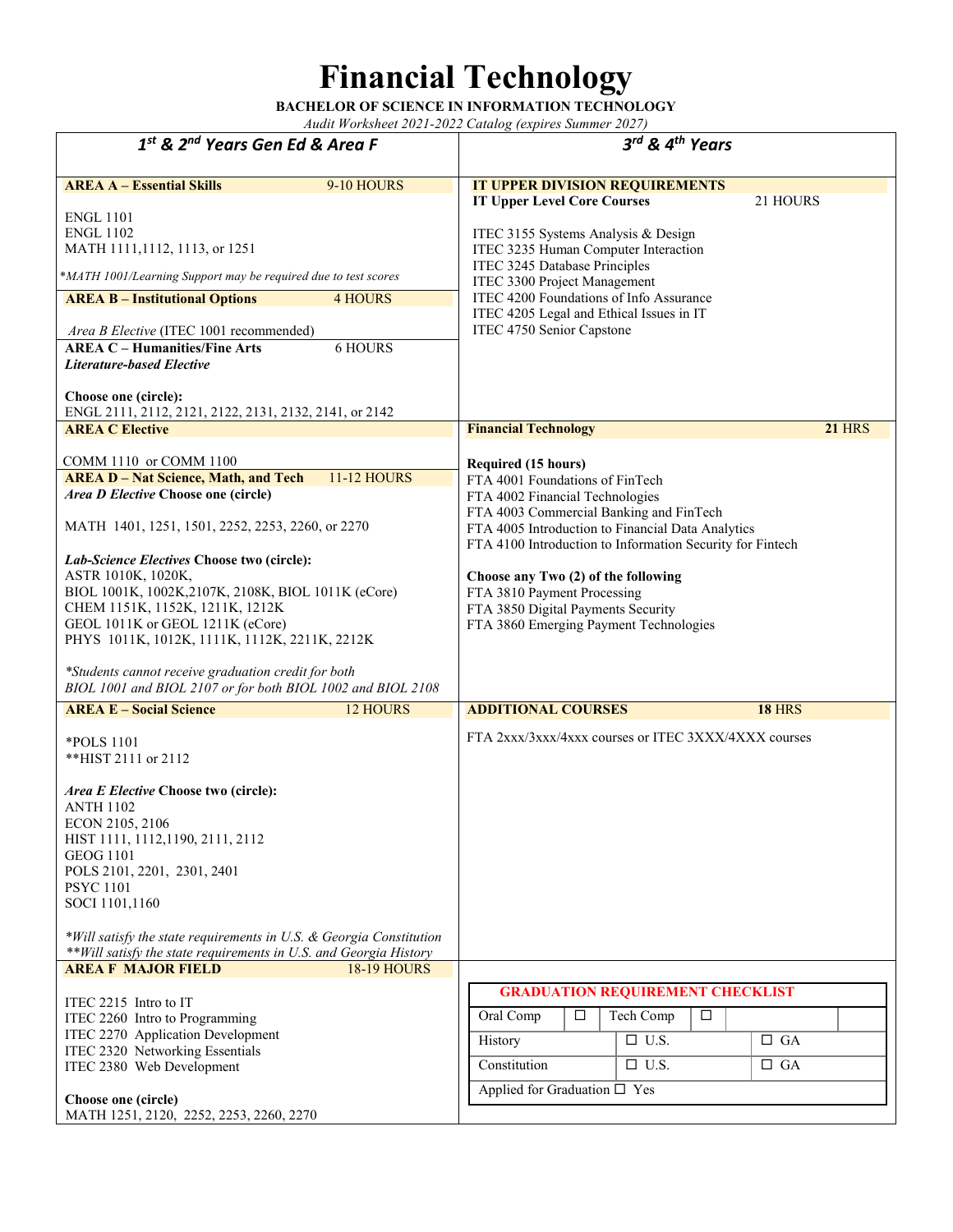# Financial Technology

**BACHELOR OF SCIENCE IN INFORMATION TECHNOLOGY**

*Audit Worksheet 2021-2022 Catalog (expires Summer 2027)*

## 1st & 2nd Years Gen Ed & Area F

**AREA A – Essential Skills** 9-10 HOURS

ENGL 1101
ENGL 1102
MATH 1111,1112, 1113, or 1251

*\*MATH 1001/Learning Support may be required due to test scores*

**AREA B – Institutional Options** 4 HOURS

*Area B Elective* (ITEC 1001 recommended)

**AREA C – Humanities/Fine Arts** 6 HOURS

***Literature-based Elective***

**Choose one (circle):**
ENGL 2111, 2112, 2121, 2122, 2131, 2132, 2141, or 2142

**AREA C Elective**

COMM 1110 or COMM 1100

**AREA D – Nat Science, Math, and Tech** 11-12 HOURS

***Area D Elective*** **Choose one (circle)**

MATH 1401, 1251, 1501, 2252, 2253, 2260, or 2270

***Lab-Science Electives*** **Choose two (circle):**
ASTR 1010K, 1020K,
BIOL 1001K, 1002K,2107K, 2108K, BIOL 1011K (eCore)
CHEM 1151K, 1152K, 1211K, 1212K
GEOL 1011K or GEOL 1211K (eCore)
PHYS 1011K, 1012K, 1111K, 1112K, 2211K, 2212K

*\*Students cannot receive graduation credit for both BIOL 1001 and BIOL 2107 or for both BIOL 1002 and BIOL 2108*

**AREA E – Social Science** 12 HOURS

\*POLS 1101
\*\*HIST 2111 or 2112

***Area E Elective*** **Choose two (circle):**
ANTH 1102
ECON 2105, 2106
HIST 1111, 1112,1190, 2111, 2112
GEOG 1101
POLS 2101, 2201, 2301, 2401
PSYC 1101
SOCI 1101,1160

*\*Will satisfy the state requirements in U.S. & Georgia Constitution*
*\*\*Will satisfy the state requirements in U.S. and Georgia History*

**AREA F MAJOR FIELD** 18-19 HOURS

ITEC 2215 Intro to IT
ITEC 2260 Intro to Programming
ITEC 2270 Application Development
ITEC 2320 Networking Essentials
ITEC 2380 Web Development

**Choose one (circle)**
MATH 1251, 2120, 2252, 2253, 2260, 2270

## 3rd & 4th Years

**IT UPPER DIVISION REQUIREMENTS**

**IT Upper Level Core Courses** 21 HOURS

ITEC 3155 Systems Analysis & Design
ITEC 3235 Human Computer Interaction
ITEC 3245 Database Principles
ITEC 3300 Project Management
ITEC 4200 Foundations of Info Assurance
ITEC 4205 Legal and Ethical Issues in IT
ITEC 4750 Senior Capstone

**Financial Technology** **21** HRS

**Required (15 hours)**
FTA 4001 Foundations of FinTech
FTA 4002 Financial Technologies
FTA 4003 Commercial Banking and FinTech
FTA 4005 Introduction to Financial Data Analytics
FTA 4100 Introduction to Information Security for Fintech

**Choose any Two (2) of the following**
FTA 3810 Payment Processing
FTA 3850 Digital Payments Security
FTA 3860 Emerging Payment Technologies

**ADDITIONAL COURSES** **18** HRS

FTA 2xxx/3xxx/4xxx courses or ITEC 3XXX/4XXX courses

**GRADUATION REQUIREMENT CHECKLIST**

| Oral Comp ☐ | Tech Comp ☐ | |
|---|---|---|
| History | ☐ U.S. | ☐ GA |
| Constitution | ☐ U.S. | ☐ GA |
| Applied for Graduation ☐ Yes | | |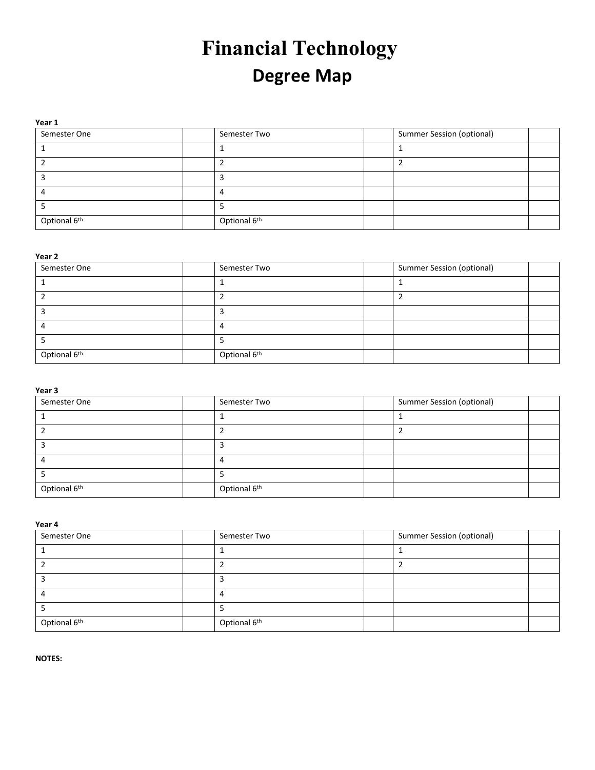# Financial Technology

## Degree Map

**Year 1**

| Semester One | | Semester Two | | Summer Session (optional) | |
|---|---|---|---|---|---|
| 1 | | 1 | | 1 | |
| 2 | | 2 | | 2 | |
| 3 | | 3 | | | |
| 4 | | 4 | | | |
| 5 | | 5 | | | |
| Optional 6th | | Optional 6th | | | |

**Year 2**

| Semester One | | Semester Two | | Summer Session (optional) | |
|---|---|---|---|---|---|
| 1 | | 1 | | 1 | |
| 2 | | 2 | | 2 | |
| 3 | | 3 | | | |
| 4 | | 4 | | | |
| 5 | | 5 | | | |
| Optional 6th | | Optional 6th | | | |

**Year 3**

| Semester One | | Semester Two | | Summer Session (optional) | |
|---|---|---|---|---|---|
| 1 | | 1 | | 1 | |
| 2 | | 2 | | 2 | |
| 3 | | 3 | | | |
| 4 | | 4 | | | |
| 5 | | 5 | | | |
| Optional 6th | | Optional 6th | | | |

**Year 4**

| Semester One | | Semester Two | | Summer Session (optional) | |
|---|---|---|---|---|---|
| 1 | | 1 | | 1 | |
| 2 | | 2 | | 2 | |
| 3 | | 3 | | | |
| 4 | | 4 | | | |
| 5 | | 5 | | | |
| Optional 6th | | Optional 6th | | | |

**NOTES:**